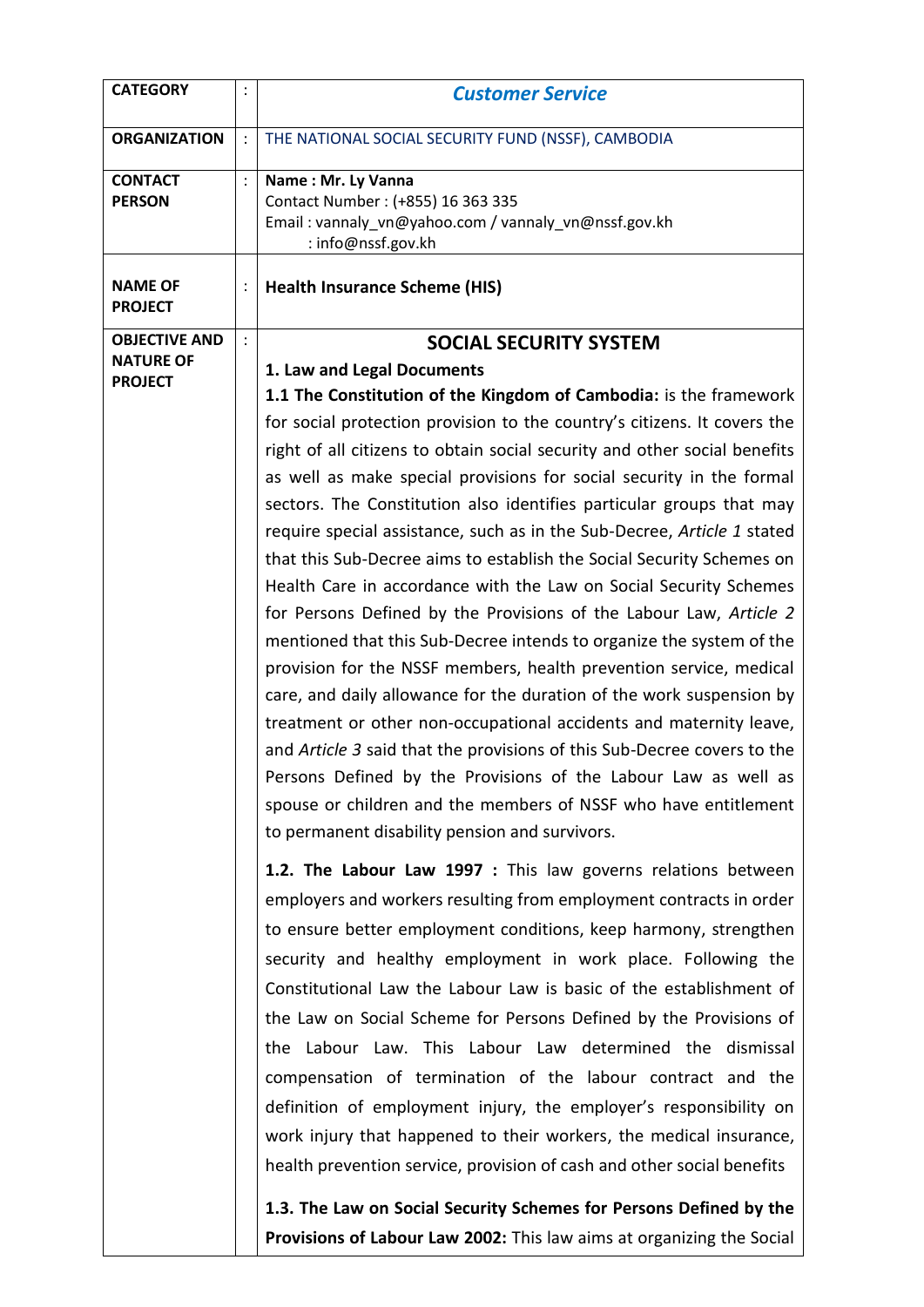| | | |
|---|---|---|
| **CATEGORY** | : | ***Customer Service*** |
| **ORGANIZATION** | : | THE NATIONAL SOCIAL SECURITY FUND (NSSF), CAMBODIA |
| **CONTACT PERSON** | : | **Name : Mr. Ly Vanna**<br>Contact Number : (+855) 16 363 335<br>Email : vannaly_vn@yahoo.com / vannaly_vn@nssf.gov.kh<br>: info@nssf.gov.kh |
| **NAME OF PROJECT** | : | **Health Insurance Scheme (HIS)** |
| **OBJECTIVE AND NATURE OF PROJECT** | : | **SOCIAL SECURITY SYSTEM**<br>**1. Law and Legal Documents**<br>**1.1 The Constitution of the Kingdom of Cambodia:** is the framework for social protection provision to the country's citizens. It covers the right of all citizens to obtain social security and other social benefits as well as make special provisions for social security in the formal sectors. The Constitution also identifies particular groups that may require special assistance, such as in the Sub-Decree, *Article 1* stated that this Sub-Decree aims to establish the Social Security Schemes on Health Care in accordance with the Law on Social Security Schemes for Persons Defined by the Provisions of the Labour Law, *Article 2* mentioned that this Sub-Decree intends to organize the system of the provision for the NSSF members, health prevention service, medical care, and daily allowance for the duration of the work suspension by treatment or other non-occupational accidents and maternity leave, and *Article 3* said that the provisions of this Sub-Decree covers to the Persons Defined by the Provisions of the Labour Law as well as spouse or children and the members of NSSF who have entitlement to permanent disability pension and survivors.<br><br>**1.2. The Labour Law 1997 :** This law governs relations between employers and workers resulting from employment contracts in order to ensure better employment conditions, keep harmony, strengthen security and healthy employment in work place. Following the Constitutional Law the Labour Law is basic of the establishment of the Law on Social Scheme for Persons Defined by the Provisions of the Labour Law. This Labour Law determined the dismissal compensation of termination of the labour contract and the definition of employment injury, the employer's responsibility on work injury that happened to their workers, the medical insurance, health prevention service, provision of cash and other social benefits<br><br>**1.3. The Law on Social Security Schemes for Persons Defined by the Provisions of Labour Law 2002:** This law aims at organizing the Social |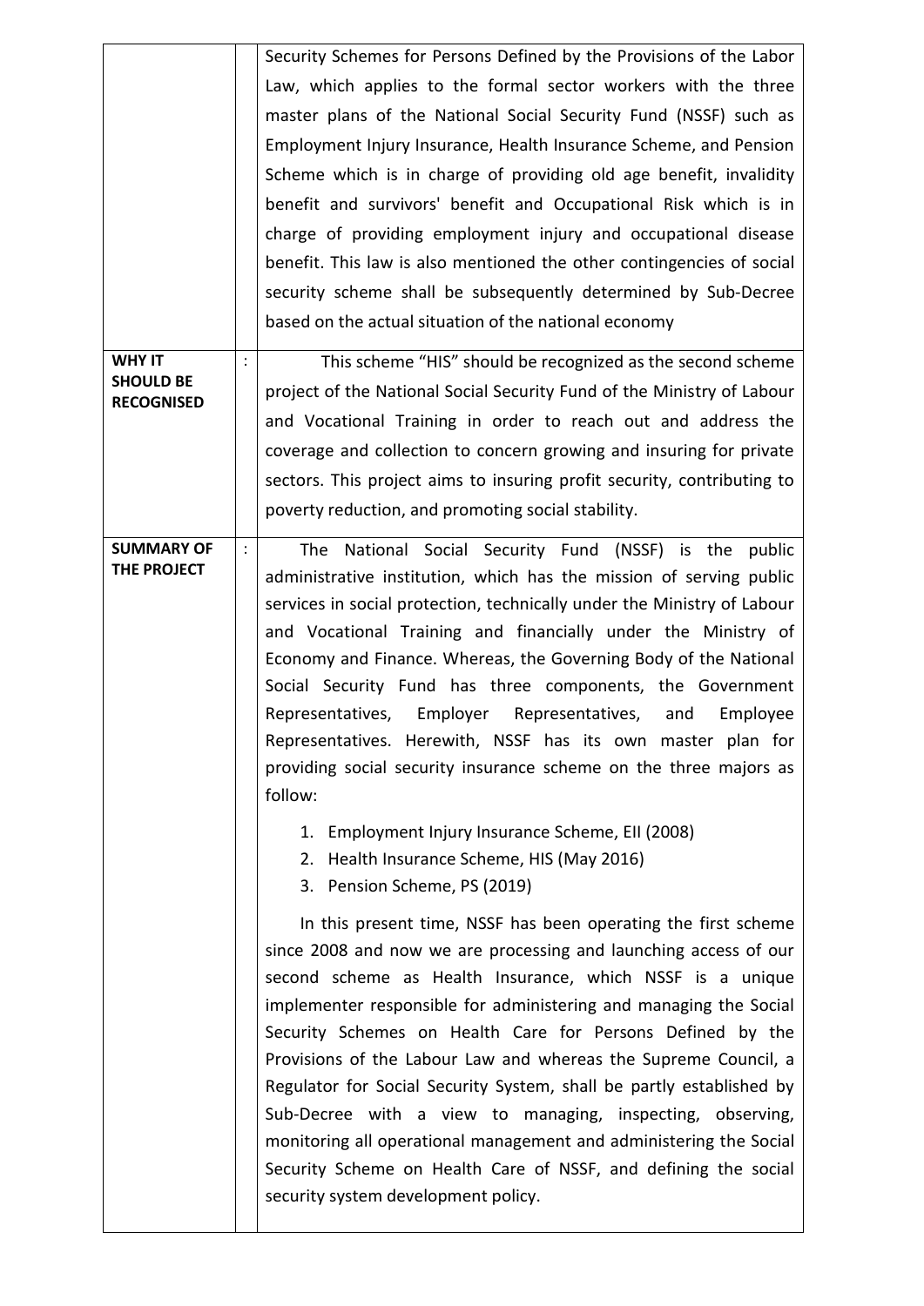| | | |
|---|---|---|
| | | Security Schemes for Persons Defined by the Provisions of the Labor Law, which applies to the formal sector workers with the three master plans of the National Social Security Fund (NSSF) such as Employment Injury Insurance, Health Insurance Scheme, and Pension Scheme which is in charge of providing old age benefit, invalidity benefit and survivors' benefit and Occupational Risk which is in charge of providing employment injury and occupational disease benefit. This law is also mentioned the other contingencies of social security scheme shall be subsequently determined by Sub-Decree based on the actual situation of the national economy |
| **WHY IT SHOULD BE RECOGNISED** | : | This scheme "HIS" should be recognized as the second scheme project of the National Social Security Fund of the Ministry of Labour and Vocational Training in order to reach out and address the coverage and collection to concern growing and insuring for private sectors. This project aims to insuring profit security, contributing to poverty reduction, and promoting social stability. |
| **SUMMARY OF THE PROJECT** | : | The National Social Security Fund (NSSF) is the public administrative institution, which has the mission of serving public services in social protection, technically under the Ministry of Labour and Vocational Training and financially under the Ministry of Economy and Finance. Whereas, the Governing Body of the National Social Security Fund has three components, the Government Representatives, Employer Representatives, and Employee Representatives. Herewith, NSSF has its own master plan for providing social security insurance scheme on the three majors as follow:<br><br>1. Employment Injury Insurance Scheme, EII (2008)<br>2. Health Insurance Scheme, HIS (May 2016)<br>3. Pension Scheme, PS (2019)<br><br>In this present time, NSSF has been operating the first scheme since 2008 and now we are processing and launching access of our second scheme as Health Insurance, which NSSF is a unique implementer responsible for administering and managing the Social Security Schemes on Health Care for Persons Defined by the Provisions of the Labour Law and whereas the Supreme Council, a Regulator for Social Security System, shall be partly established by Sub-Decree with a view to managing, inspecting, observing, monitoring all operational management and administering the Social Security Scheme on Health Care of NSSF, and defining the social security system development policy. |